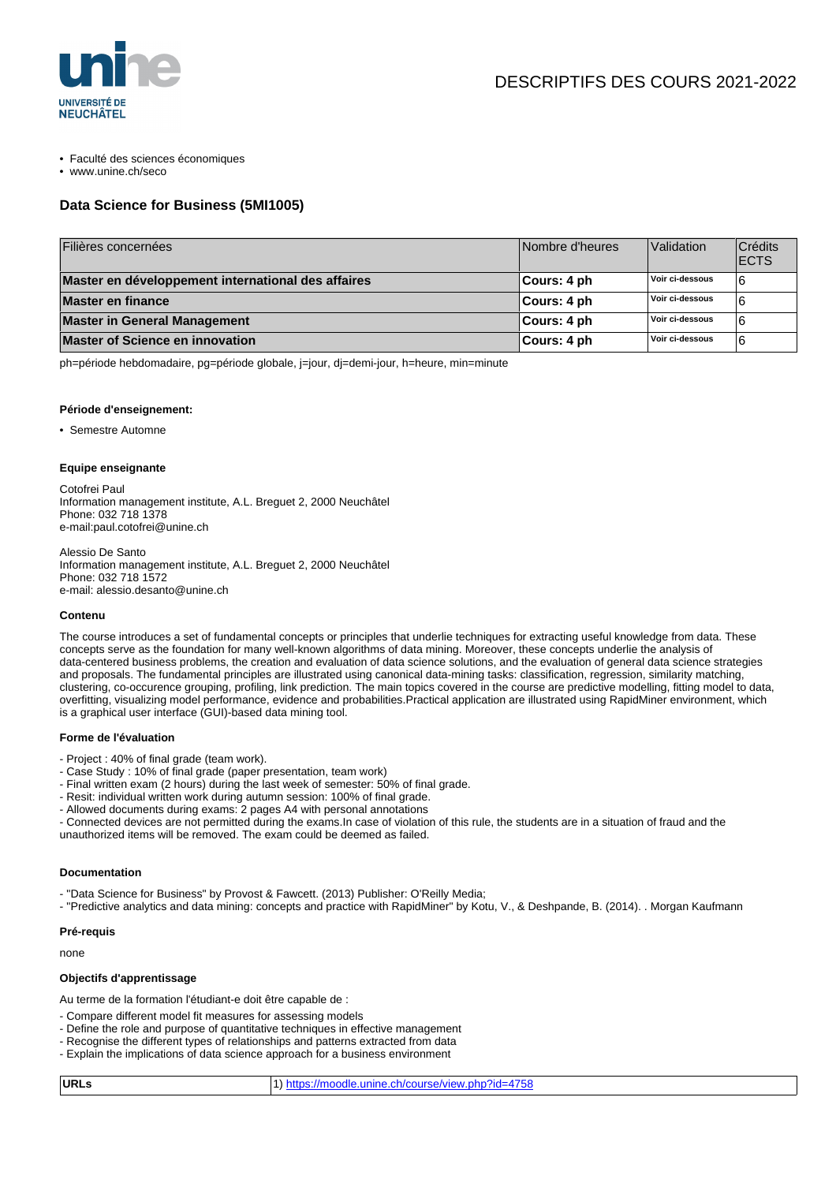DESCRIPTIFS DES COURS 2021-2022

- Faculté des sciences économiques
- www.unine.ch/seco

## Data Science for Business (5MI1005)

| Filières concernées | Nombre d'heures | Validation | Crédits ECTS |
|---|---|---|---|
| **Master en développement international des affaires** | **Cours: 4 ph** | **Voir ci-dessous** | 6 |
| **Master en finance** | **Cours: 4 ph** | **Voir ci-dessous** | 6 |
| **Master in General Management** | **Cours: 4 ph** | **Voir ci-dessous** | 6 |
| **Master of Science en innovation** | **Cours: 4 ph** | **Voir ci-dessous** | 6 |

ph=période hebdomadaire, pg=période globale, j=jour, dj=demi-jour, h=heure, min=minute

#### Période d'enseignement:

- Semestre Automne

#### Equipe enseignante

Cotofrei Paul
Information management institute, A.L. Breguet 2, 2000 Neuchâtel
Phone: 032 718 1378
e-mail:paul.cotofrei@unine.ch

Alessio De Santo
Information management institute, A.L. Breguet 2, 2000 Neuchâtel
Phone: 032 718 1572
e-mail: alessio.desanto@unine.ch

#### Contenu

The course introduces a set of fundamental concepts or principles that underlie techniques for extracting useful knowledge from data. These concepts serve as the foundation for many well-known algorithms of data mining. Moreover, these concepts underlie the analysis of data-centered business problems, the creation and evaluation of data science solutions, and the evaluation of general data science strategies and proposals. The fundamental principles are illustrated using canonical data-mining tasks: classification, regression, similarity matching, clustering, co-occurence grouping, profiling, link prediction. The main topics covered in the course are predictive modelling, fitting model to data, overfitting, visualizing model performance, evidence and probabilities.Practical application are illustrated using RapidMiner environment, which is a graphical user interface (GUI)-based data mining tool.

#### Forme de l'évaluation

- Project : 40% of final grade (team work).
- Case Study : 10% of final grade (paper presentation, team work)
- Final written exam (2 hours) during the last week of semester: 50% of final grade.
- Resit: individual written work during autumn session: 100% of final grade.
- Allowed documents during exams: 2 pages A4 with personal annotations
- Connected devices are not permitted during the exams.In case of violation of this rule, the students are in a situation of fraud and the unauthorized items will be removed. The exam could be deemed as failed.

#### Documentation

- "Data Science for Business" by Provost & Fawcett. (2013) Publisher: O'Reilly Media;
- "Predictive analytics and data mining: concepts and practice with RapidMiner" by Kotu, V., & Deshpande, B. (2014). . Morgan Kaufmann

#### Pré-requis

none

#### Objectifs d'apprentissage

Au terme de la formation l'étudiant-e doit être capable de :

- Compare different model fit measures for assessing models
- Define the role and purpose of quantitative techniques in effective management
- Recognise the different types of relationships and patterns extracted from data
- Explain the implications of data science approach for a business environment

| **URLs** | 1) https://moodle.unine.ch/course/view.php?id=4758 |
|---|---|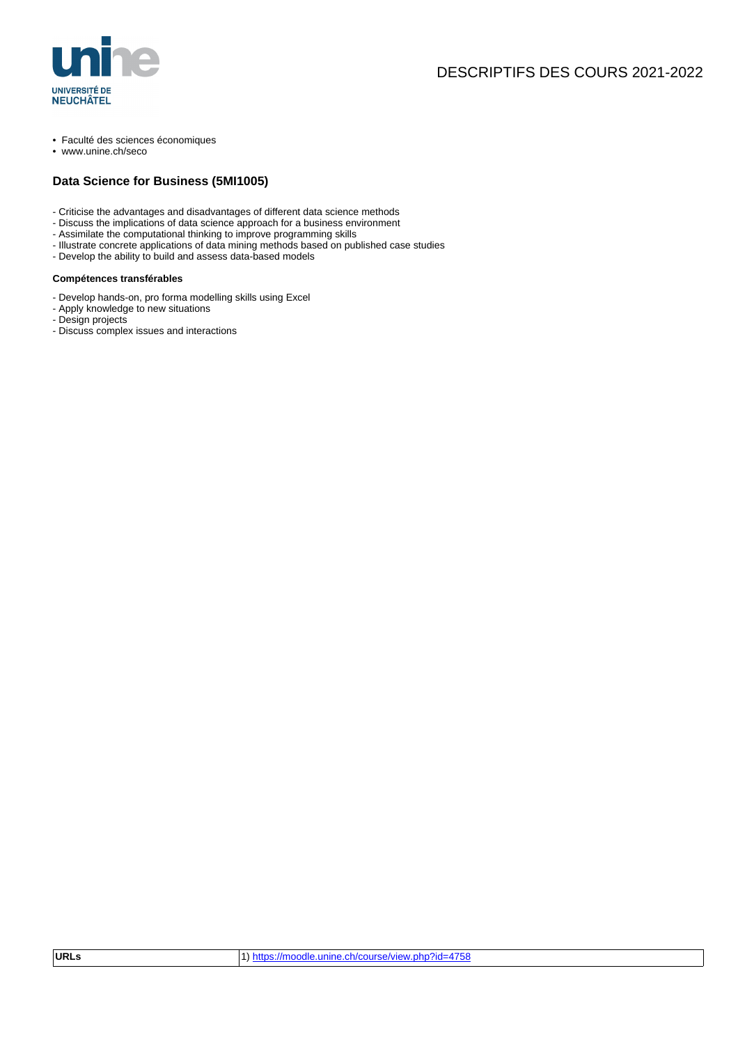- Faculté des sciences économiques
- www.unine.ch/seco

## Data Science for Business (5MI1005)

- Criticise the advantages and disadvantages of different data science methods
- Discuss the implications of data science approach for a business environment
- Assimilate the computational thinking to improve programming skills
- Illustrate concrete applications of data mining methods based on published case studies
- Develop the ability to build and assess data-based models

### Compétences transférables

- Develop hands-on, pro forma modelling skills using Excel
- Apply knowledge to new situations
- Design projects
- Discuss complex issues and interactions

| | |
|---|---|
| **URLs** | 1) https://moodle.unine.ch/course/view.php?id=4758 |